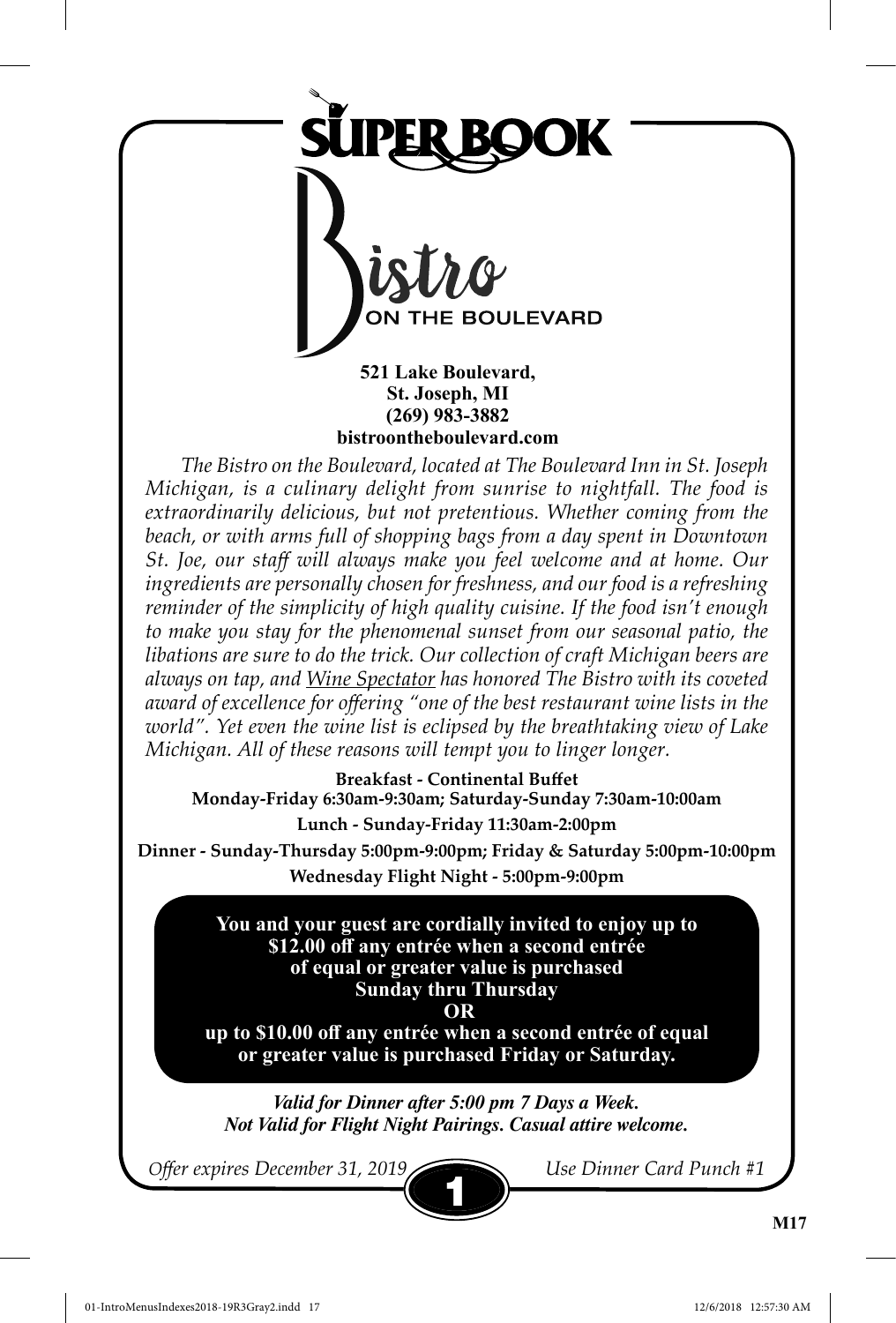# SUPER BOOK

## Bistro ON THE BOULEVARD

**521 Lake Boulevard,**
**St. Joseph, MI**
**(269) 983-3882**
**bistroontheboulevard.com**

*The Bistro on the Boulevard, located at The Boulevard Inn in St. Joseph Michigan, is a culinary delight from sunrise to nightfall. The food is extraordinarily delicious, but not pretentious. Whether coming from the beach, or with arms full of shopping bags from a day spent in Downtown St. Joe, our staff will always make you feel welcome and at home. Our ingredients are personally chosen for freshness, and our food is a refreshing reminder of the simplicity of high quality cuisine. If the food isn't enough to make you stay for the phenomenal sunset from our seasonal patio, the libations are sure to do the trick. Our collection of craft Michigan beers are always on tap, and Wine Spectator has honored The Bistro with its coveted award of excellence for offering "one of the best restaurant wine lists in the world". Yet even the wine list is eclipsed by the breathtaking view of Lake Michigan. All of these reasons will tempt you to linger longer.*

**Breakfast - Continental Buffet**
**Monday-Friday 6:30am-9:30am; Saturday-Sunday 7:30am-10:00am**

**Lunch - Sunday-Friday 11:30am-2:00pm**

**Dinner - Sunday-Thursday 5:00pm-9:00pm; Friday & Saturday 5:00pm-10:00pm**

**Wednesday Flight Night - 5:00pm-9:00pm**

**You and your guest are cordially invited to enjoy up to $12.00 off any entrée when a second entrée of equal or greater value is purchased Sunday thru Thursday**
**OR**
**up to $10.00 off any entrée when a second entrée of equal or greater value is purchased Friday or Saturday.**

***Valid for Dinner after 5:00 pm 7 Days a Week.***
***Not Valid for Flight Night Pairings. Casual attire welcome.***

*Offer expires December 31, 2019* 1 *Use Dinner Card Punch #1*

**M17**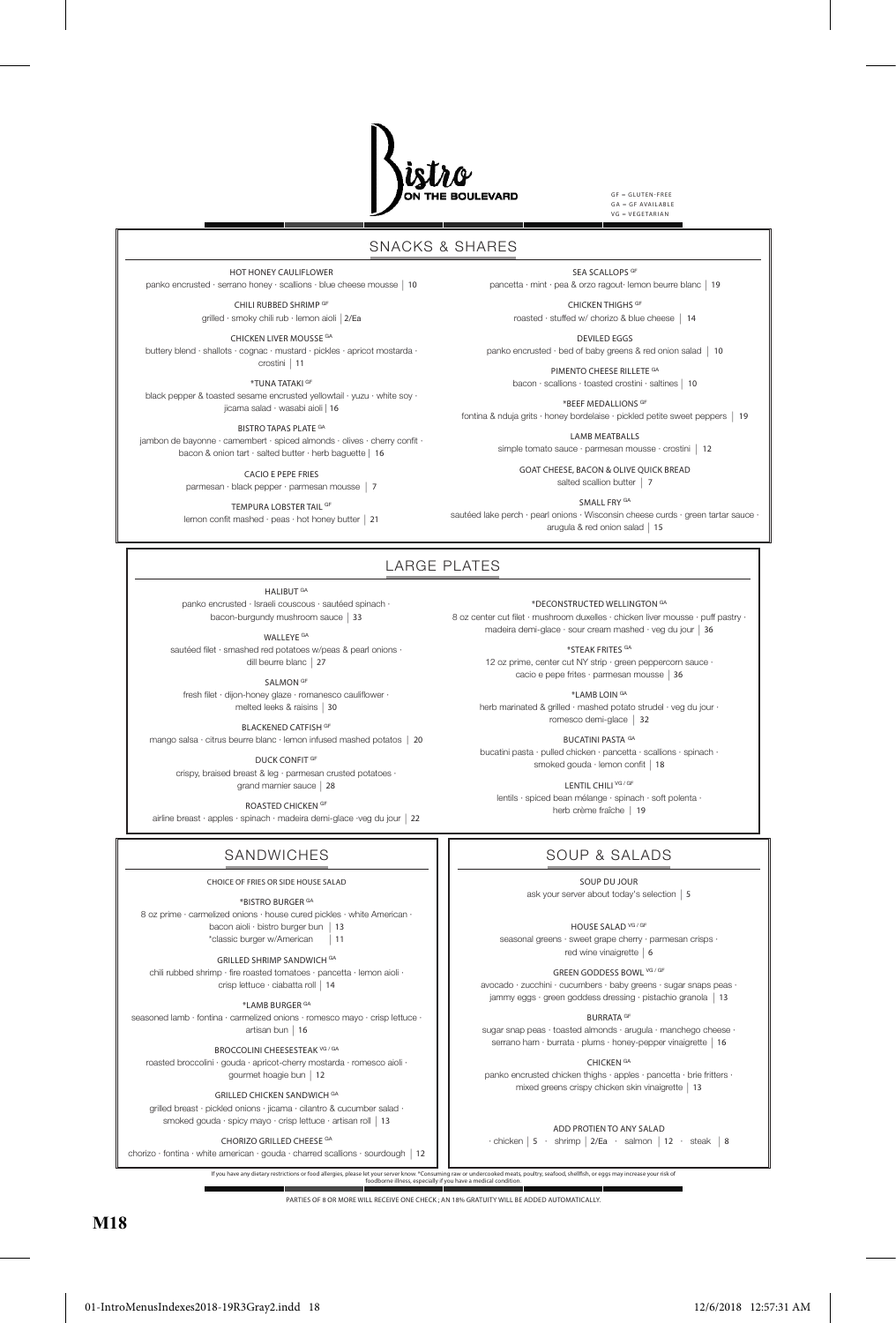# Bistro ON THE BOULEVARD

GF = GLUTEN-FREE
GA = GF AVAILABLE
VG = VEGETARIAN

## SNACKS & SHARES

**HOT HONEY CAULIFLOWER**
panko encrusted · serrano honey · scallions · blue cheese mousse | 10

**CHILI RUBBED SHRIMP** GF
grilled · smoky chili rub · lemon aioli | 2/Ea

**CHICKEN LIVER MOUSSE** GA
buttery blend · shallots · cognac · mustard · pickles · apricot mostarda · crostini | 11

**\*TUNA TATAKI** GF
black pepper & toasted sesame encrusted yellowtail · yuzu · white soy · jicama salad · wasabi aioli | 16

**BISTRO TAPAS PLATE** GA
jambon de bayonne · camembert · spiced almonds · olives · cherry confit · bacon & onion tart · salted butter · herb baguette | 16

**CACIO E PEPE FRIES**
parmesan · black pepper · parmesan mousse | 7

**TEMPURA LOBSTER TAIL** GF
lemon confit mashed · peas · hot honey butter | 21

**SEA SCALLOPS** GF
pancetta · mint · pea & orzo ragout· lemon beurre blanc | 19

**CHICKEN THIGHS** GF
roasted · stuffed w/ chorizo & blue cheese | 14

**DEVILED EGGS**
panko encrusted · bed of baby greens & red onion salad | 10

**PIMENTO CHEESE RILLETE** GA
bacon · scallions · toasted crostini · saltines | 10

**\*BEEF MEDALLIONS** GF
fontina & nduja grits · honey bordelaise · pickled petite sweet peppers | 19

**LAMB MEATBALLS**
simple tomato sauce · parmesan mousse · crostini | 12

**GOAT CHEESE, BACON & OLIVE QUICK BREAD**
salted scallion butter | 7

**SMALL FRY** GA
sautéed lake perch · pearl onions · Wisconsin cheese curds · green tartar sauce · arugula & red onion salad | 15

## LARGE PLATES

**HALIBUT** GA
panko encrusted · Israeli couscous · sautéed spinach · bacon-burgundy mushroom sauce | 33

**WALLEYE** GA
sautéed filet · smashed red potatoes w/peas & pearl onions · dill beurre blanc | 27

**SALMON** GF
fresh filet · dijon-honey glaze · romanesco cauliflower · melted leeks & raisins | 30

**BLACKENED CATFISH** GF
mango salsa · citrus beurre blanc · lemon infused mashed potatos | 20

**DUCK CONFIT** GF
crispy, braised breast & leg · parmesan crusted potatoes · grand marnier sauce | 28

**ROASTED CHICKEN** GF
airline breast · apples · spinach · madeira demi-glace ·veg du jour | 22

**\*DECONSTRUCTED WELLINGTON** GA
8 oz center cut filet · mushroom duxelles · chicken liver mousse · puff pastry · madeira demi-glace · sour cream mashed · veg du jour | 36

**\*STEAK FRITES** GA
12 oz prime, center cut NY strip · green peppercorn sauce · cacio e pepe frites · parmesan mousse | 36

**\*LAMB LOIN** GA
herb marinated & grilled · mashed potato strudel · veg du jour · romesco demi-glace | 32

**BUCATINI PASTA** GA
bucatini pasta · pulled chicken · pancetta · scallions · spinach · smoked gouda · lemon confit | 18

**LENTIL CHILI** VG / GF
lentils · spiced bean mélange · spinach · soft polenta · herb crème fraîche | 19

## SANDWICHES

CHOICE OF FRIES OR SIDE HOUSE SALAD

**\*BISTRO BURGER** GA
8 oz prime · carmelized onions · house cured pickles · white American · bacon aioli · bistro burger bun | 13
\*classic burger w/American | 11

**GRILLED SHRIMP SANDWICH** GA
chili rubbed shrimp · fire roasted tomatoes · pancetta · lemon aioli · crisp lettuce · ciabatta roll | 14

**\*LAMB BURGER** GA
seasoned lamb · fontina · carmelized onions · romesco mayo · crisp lettuce · artisan bun | 16

**BROCCOLINI CHEESESTEAK** VG / GA
roasted broccolini · gouda · apricot-cherry mostarda · romesco aioli · gourmet hoagie bun | 12

**GRILLED CHICKEN SANDWICH** GA
grilled breast · pickled onions · jicama · cilantro & cucumber salad · smoked gouda · spicy mayo · crisp lettuce · artisan roll | 13

**CHORIZO GRILLED CHEESE** GA
chorizo · fontina · white american · gouda · charred scallions · sourdough | 12

## SOUP & SALADS

**SOUP DU JOUR**
ask your server about today's selection | 5

**HOUSE SALAD** VG / GF
seasonal greens · sweet grape cherry · parmesan crisps · red wine vinaigrette | 6

**GREEN GODDESS BOWL** VG / GF
avocado · zucchini · cucumbers · baby greens · sugar snaps peas · jammy eggs · green goddess dressing · pistachio granola | 13

**BURRATA** GF
sugar snap peas · toasted almonds · arugula · manchego cheese · serrano ham · burrata · plums · honey-pepper vinaigrette | 16

**CHICKEN** GA
panko encrusted chicken thighs · apples · pancetta · brie fritters · mixed greens crispy chicken skin vinaigrette | 13

**ADD PROTIEN TO ANY SALAD**
· chicken | 5 · shrimp | 2/Ea · salmon | 12 · steak | 8

If you have any dietary restrictions or food allergies, please let your server know. \*Consuming raw or undercooked meats, poultry, seafood, shellfish, or eggs may increase your risk of foodborne illness, especially if you have a medical condition.

PARTIES OF 8 OR MORE WILL RECEIVE ONE CHECK ; AN 18% GRATUITY WILL BE ADDED AUTOMATICALLY.

M18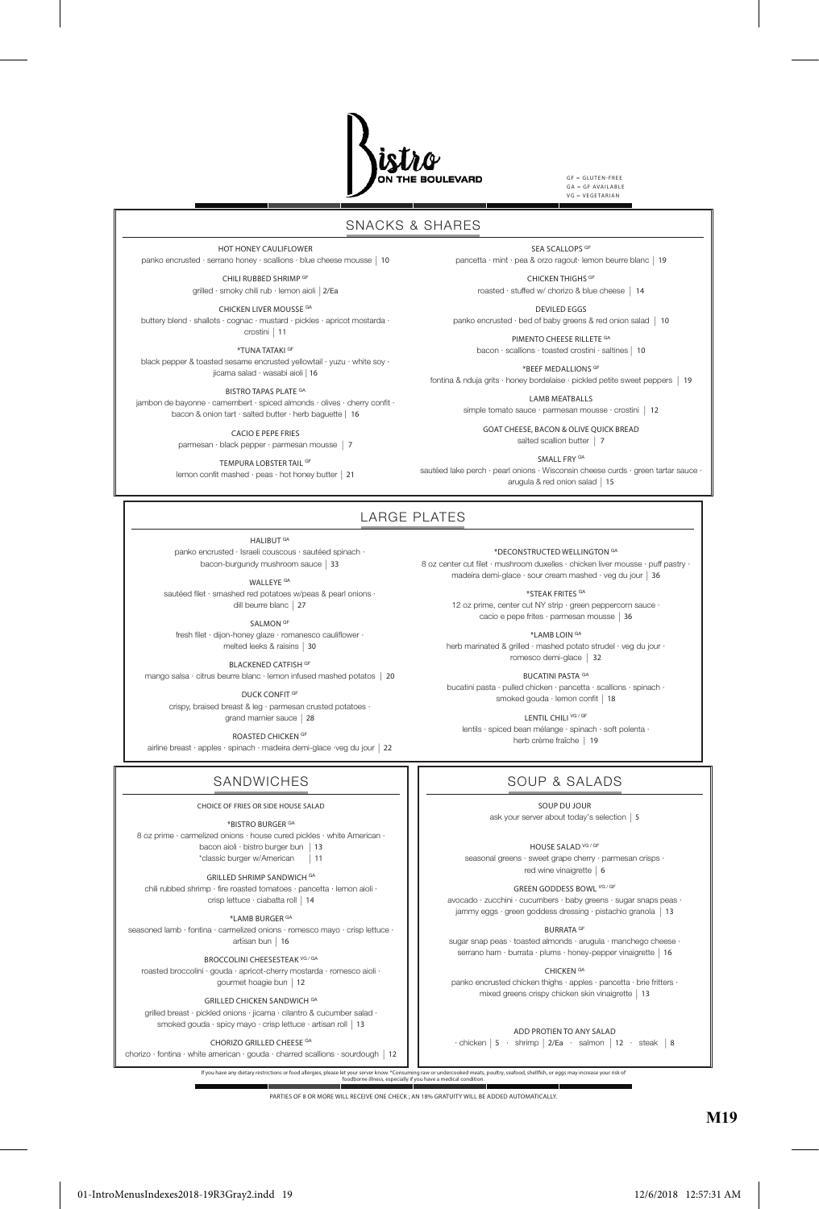# Bistro ON THE BOULEVARD

GF = GLUTEN-FREE
GA = GF AVAILABLE
VG = VEGETARIAN

## SNACKS & SHARES

**HOT HONEY CAULIFLOWER**
panko encrusted · serrano honey · scallions · blue cheese mousse | 10

**CHILI RUBBED SHRIMP** GF
grilled · smoky chili rub · lemon aioli | 2/Ea

**CHICKEN LIVER MOUSSE** GA
buttery blend · shallots · cognac · mustard · pickles · apricot mostarda · crostini | 11

**\*TUNA TATAKI** GF
black pepper & toasted sesame encrusted yellowtail · yuzu · white soy · jicama salad · wasabi aioli | 16

**BISTRO TAPAS PLATE** GA
jambon de bayonne · camembert · spiced almonds · olives · cherry confit · bacon & onion tart · salted butter · herb baguette | 16

**CACIO E PEPE FRIES**
parmesan · black pepper · parmesan mousse | 7

**TEMPURA LOBSTER TAIL** GF
lemon confit mashed · peas · hot honey butter | 21

**SEA SCALLOPS** GF
pancetta · mint · pea & orzo ragout· lemon beurre blanc | 19

**CHICKEN THIGHS** GF
roasted · stuffed w/ chorizo & blue cheese | 14

**DEVILED EGGS**
panko encrusted · bed of baby greens & red onion salad | 10

**PIMENTO CHEESE RILLETE** GA
bacon · scallions · toasted crostini · saltines | 10

**\*BEEF MEDALLIONS** GF
fontina & nduja grits · honey bordelaise · pickled petite sweet peppers | 19

**LAMB MEATBALLS**
simple tomato sauce · parmesan mousse · crostini | 12

**GOAT CHEESE, BACON & OLIVE QUICK BREAD**
salted scallion butter | 7

**SMALL FRY** GA
sautéed lake perch · pearl onions · Wisconsin cheese curds · green tartar sauce · arugula & red onion salad | 15

## LARGE PLATES

**HALIBUT** GA
panko encrusted · Israeli couscous · sautéed spinach · bacon-burgundy mushroom sauce | 33

**WALLEYE** GA
sautéed filet · smashed red potatoes w/peas & pearl onions · dill beurre blanc | 27

**SALMON** GF
fresh filet · dijon-honey glaze · romanesco cauliflower · melted leeks & raisins | 30

**BLACKENED CATFISH** GF
mango salsa · citrus beurre blanc · lemon infused mashed potatos | 20

**DUCK CONFIT** GF
crispy, braised breast & leg · parmesan crusted potatoes · grand marnier sauce | 28

**ROASTED CHICKEN** GF
airline breast · apples · spinach · madeira demi-glace ·veg du jour | 22

**\*DECONSTRUCTED WELLINGTON** GA
8 oz center cut filet · mushroom duxelles · chicken liver mousse · puff pastry · madeira demi-glace · sour cream mashed · veg du jour | 36

**\*STEAK FRITES** GA
12 oz prime, center cut NY strip · green peppercorn sauce · cacio e pepe frites · parmesan mousse | 36

**\*LAMB LOIN** GA
herb marinated & grilled · mashed potato strudel · veg du jour · romesco demi-glace | 32

**BUCATINI PASTA** GA
bucatini pasta · pulled chicken · pancetta · scallions · spinach · smoked gouda · lemon confit | 18

**LENTIL CHILI** VG / GF
lentils · spiced bean mélange · spinach · soft polenta · herb crème fraîche | 19

## SANDWICHES

CHOICE OF FRIES OR SIDE HOUSE SALAD

**\*BISTRO BURGER** GA
8 oz prime · carmelized onions · house cured pickles · white American · bacon aioli · bistro burger bun | 13
*classic burger w/American | 11

**GRILLED SHRIMP SANDWICH** GA
chili rubbed shrimp · fire roasted tomatoes · pancetta · lemon aioli · crisp lettuce · ciabatta roll | 14

**\*LAMB BURGER** GA
seasoned lamb · fontina · carmelized onions · romesco mayo · crisp lettuce · artisan bun | 16

**BROCCOLINI CHEESESTEAK** VG / GA
roasted broccolini · gouda · apricot-cherry mostarda · romesco aioli · gourmet hoagie bun | 12

**GRILLED CHICKEN SANDWICH** GA
grilled breast · pickled onions · jicama · cilantro & cucumber salad · smoked gouda · spicy mayo · crisp lettuce · artisan roll | 13

**CHORIZO GRILLED CHEESE** GA
chorizo · fontina · white american · gouda · charred scallions · sourdough | 12

## SOUP & SALADS

**SOUP DU JOUR**
ask your server about today's selection | 5

**HOUSE SALAD** VG / GF
seasonal greens · sweet grape cherry · parmesan crisps · red wine vinaigrette | 6

**GREEN GODDESS BOWL** VG / GF
avocado · zucchini · cucumbers · baby greens · sugar snaps peas · jammy eggs · green goddess dressing · pistachio granola | 13

**BURRATA** GF
sugar snap peas · toasted almonds · arugula · manchego cheese · serrano ham · burrata · plums · honey-pepper vinaigrette | 16

**CHICKEN** GA
panko encrusted chicken thighs · apples · pancetta · brie fritters · mixed greens crispy chicken skin vinaigrette | 13

**ADD PROTIEN TO ANY SALAD**
· chicken | 5 · shrimp | 2/Ea · salmon | 12 · steak | 8

If you have any dietary restrictions or food allergies, please let your server know. *Consuming raw or undercooked meats, poultry, seafood, shellfish, or eggs may increase your risk of foodborne illness, especially if you have a medical condition.

PARTIES OF 8 OR MORE WILL RECEIVE ONE CHECK ; AN 18% GRATUITY WILL BE ADDED AUTOMATICALLY.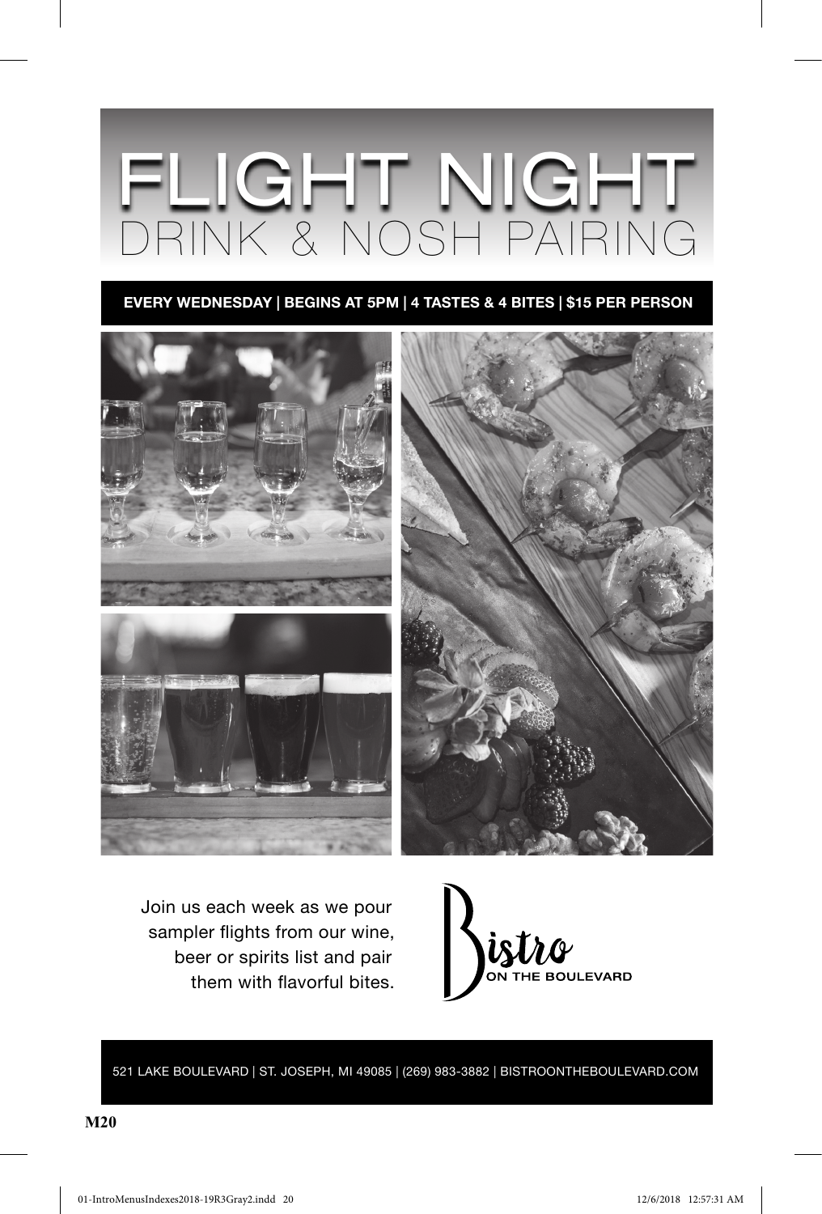# FLIGHT NIGHT

## DRINK & NOSH PAIRING

**EVERY WEDNESDAY | BEGINS AT 5PM | 4 TASTES & 4 BITES | $15 PER PERSON**

Join us each week as we pour sampler flights from our wine, beer or spirits list and pair them with flavorful bites.

Bistro ON THE BOULEVARD

521 LAKE BOULEVARD | ST. JOSEPH, MI 49085 | (269) 983-3882 | BISTROONTHEBOULEVARD.COM